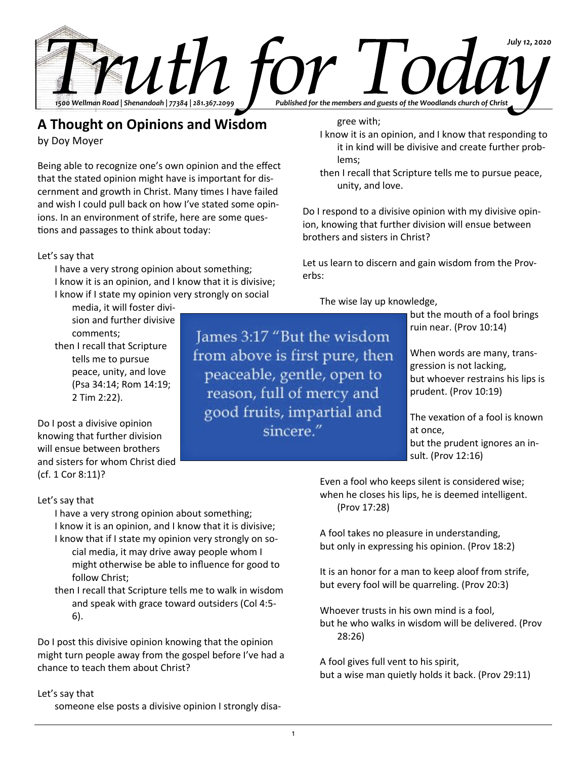# Truth for Today

*July 12, 2020*

*1500 Wellman Road | Shenandoah | 77384 | 281.367.2099*

*Published for the members and guests of the Woodlands church of Christ*

## A Thought on Opinions and Wisdom

by Doy Moyer

Being able to recognize one's own opinion and the effect that the stated opinion might have is important for discernment and growth in Christ. Many times I have failed and wish I could pull back on how I've stated some opinions. In an environment of strife, here are some questions and passages to think about today:

Let's say that

- I have a very strong opinion about something;
- I know it is an opinion, and I know that it is divisive;
- I know if I state my opinion very strongly on social media, it will foster division and further divisive comments;
- then I recall that Scripture tells me to pursue peace, unity, and love (Psa 34:14; Rom 14:19; 2 Tim 2:22).

Do I post a divisive opinion knowing that further division will ensue between brothers and sisters for whom Christ died (cf. 1 Cor 8:11)?

Let's say that

- I have a very strong opinion about something;
- I know it is an opinion, and I know that it is divisive;
- I know that if I state my opinion very strongly on social media, it may drive away people whom I might otherwise be able to influence for good to follow Christ;
- then I recall that Scripture tells me to walk in wisdom and speak with grace toward outsiders (Col 4:5-6).

Do I post this divisive opinion knowing that the opinion might turn people away from the gospel before I've had a chance to teach them about Christ?

Let's say that

- someone else posts a divisive opinion I strongly disagree with;
- I know it is an opinion, and I know that responding to it in kind will be divisive and create further problems;
- then I recall that Scripture tells me to pursue peace, unity, and love.

Do I respond to a divisive opinion with my divisive opinion, knowing that further division will ensue between brothers and sisters in Christ?

Let us learn to discern and gain wisdom from the Proverbs:

> James 3:17 "But the wisdom from above is first pure, then peaceable, gentle, open to reason, full of mercy and good fruits, impartial and sincere."

The wise lay up knowledge,
but the mouth of a fool brings ruin near. (Prov 10:14)

When words are many, transgression is not lacking,
but whoever restrains his lips is prudent. (Prov 10:19)

The vexation of a fool is known at once,
but the prudent ignores an insult. (Prov 12:16)

Even a fool who keeps silent is considered wise;
when he closes his lips, he is deemed intelligent. (Prov 17:28)

A fool takes no pleasure in understanding,
but only in expressing his opinion. (Prov 18:2)

It is an honor for a man to keep aloof from strife,
but every fool will be quarreling. (Prov 20:3)

Whoever trusts in his own mind is a fool,
but he who walks in wisdom will be delivered. (Prov 28:26)

A fool gives full vent to his spirit,
but a wise man quietly holds it back. (Prov 29:11)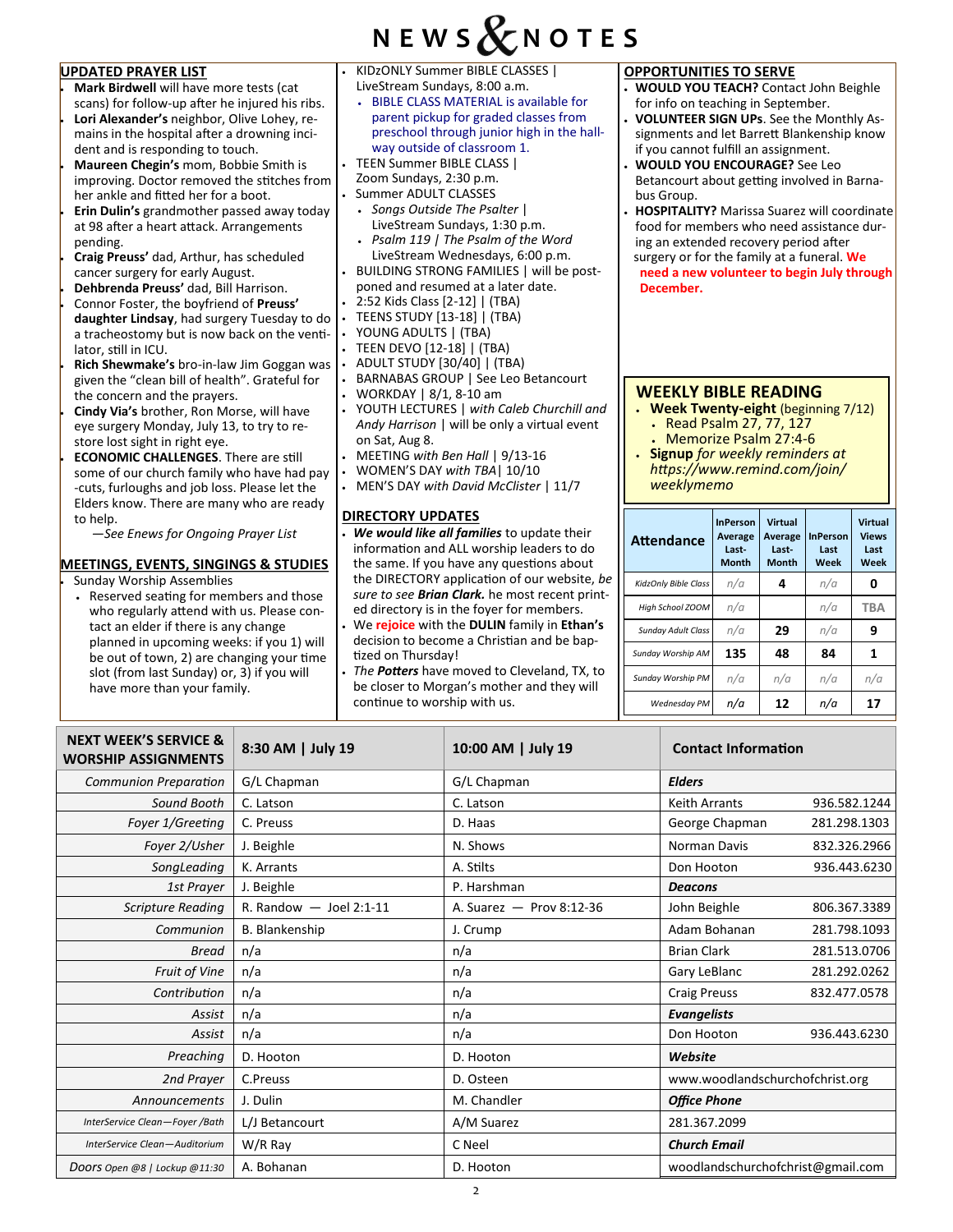# NEWS & NOTES

## UPDATED PRAYER LIST

- **Mark Birdwell** will have more tests (cat scans) for follow-up after he injured his ribs.
- **Lori Alexander's** neighbor, Olive Lohey, remains in the hospital after a drowning incident and is responding to touch.
- **Maureen Chegin's** mom, Bobbie Smith is improving. Doctor removed the stitches from her ankle and fitted her for a boot.
- **Erin Dulin's** grandmother passed away today at 98 after a heart attack. Arrangements pending.
- **Craig Preuss'** dad, Arthur, has scheduled cancer surgery for early August.
- **Dehbrenda Preuss'** dad, Bill Harrison.
- Connor Foster, the boyfriend of **Preuss' daughter Lindsay**, had surgery Tuesday to do a tracheostomy but is now back on the ventilator, still in ICU.
- **Rich Shewmake's** bro-in-law Jim Goggan was given the "clean bill of health". Grateful for the concern and the prayers.
- **Cindy Via's** brother, Ron Morse, will have eye surgery Monday, July 13, to try to restore lost sight in right eye.
- **ECONOMIC CHALLENGES**. There are still some of our church family who have had pay-cuts, furloughs and job loss. Please let the Elders know. There are many who are ready to help.

*—See Enews for Ongoing Prayer List*

## MEETINGS, EVENTS, SINGINGS & STUDIES

- Sunday Worship Assemblies
  - Reserved seating for members and those who regularly attend with us. Please contact an elder if there is any change planned in upcoming weeks: if you 1) will be out of town, 2) are changing your time slot (from last Sunday) or, 3) if you will have more than your family.
- KIDzONLY Summer BIBLE CLASSES | LiveStream Sundays, 8:00 a.m.
  - BIBLE CLASS MATERIAL is available for parent pickup for graded classes from preschool through junior high in the hallway outside of classroom 1.
- TEEN Summer BIBLE CLASS | Zoom Sundays, 2:30 p.m.
- Summer ADULT CLASSES
  - *Songs Outside The Psalter* | LiveStream Sundays, 1:30 p.m.
  - *Psalm 119 | The Psalm of the Word* LiveStream Wednesdays, 6:00 p.m.
- BUILDING STRONG FAMILIES | will be postponed and resumed at a later date.
- 2:52 Kids Class [2-12] | (TBA)
- TEENS STUDY [13-18] | (TBA)
- YOUNG ADULTS | (TBA)
- TEEN DEVO [12-18] | (TBA)
- ADULT STUDY [30/40] | (TBA)
- BARNABAS GROUP | See Leo Betancourt
- WORKDAY | 8/1, 8-10 am
- YOUTH LECTURES | *with Caleb Churchill and Andy Harrison* | will be only a virtual event on Sat, Aug 8.
- MEETING *with Ben Hall* | 9/13-16
- WOMEN'S DAY *with TBA* | 10/10
- MEN'S DAY *with David McClister* | 11/7

## DIRECTORY UPDATES

- ***We would like all families*** to update their information and ALL worship leaders to do the same. If you have any questions about the DIRECTORY application of our website, ***be sure to see Brian Clark.*** he most recent printed directory is in the foyer for members.
- We **rejoice** with the **DULIN** family in **Ethan's** decision to become a Christian and be baptized on Thursday!
- ***The Potters*** have moved to Cleveland, TX, to be closer to Morgan's mother and they will continue to worship with us.

## OPPORTUNITIES TO SERVE

- **WOULD YOU TEACH?** Contact John Beighle for info on teaching in September.
- **VOLUNTEER SIGN UPs**. See the Monthly Assignments and let Barrett Blankenship know if you cannot fulfill an assignment.
- **WOULD YOU ENCOURAGE?** See Leo Betancourt about getting involved in Barnabus Group.
- **HOSPITALITY?** Marissa Suarez will coordinate food for members who need assistance during an extended recovery period after surgery or for the family at a funeral. **We need a new volunteer to begin July through December.**

## WEEKLY BIBLE READING

- **Week Twenty-eight** (beginning 7/12)
  - Read Psalm 27, 77, 127
  - Memorize Psalm 27:4-6
- **Signup** *for weekly reminders at https://www.remind.com/join/weeklymemo*

| Attendance | InPerson Average Last-Month | Virtual Average Last-Month | InPerson Last Week | Virtual Views Last Week |
|---|---|---|---|---|
| KidzOnly Bible Class | n/a | 4 | n/a | 0 |
| High School ZOOM | n/a | | n/a | TBA |
| Sunday Adult Class | n/a | 29 | n/a | 9 |
| Sunday Worship AM | 135 | 48 | 84 | 1 |
| Sunday Worship PM | n/a | n/a | n/a | n/a |
| Wednesday PM | n/a | 12 | n/a | 17 |

| NEXT WEEK'S SERVICE & WORSHIP ASSIGNMENTS | 8:30 AM \| July 19 | 10:00 AM \| July 19 | Contact Information | |
|---|---|---|---|---|
| *Communion Preparation* | G/L Chapman | G/L Chapman | ***Elders*** | |
| *Sound Booth* | C. Latson | C. Latson | Keith Arrants | 936.582.1244 |
| *Foyer 1/Greeting* | C. Preuss | D. Haas | George Chapman | 281.298.1303 |
| *Foyer 2/Usher* | J. Beighle | N. Shows | Norman Davis | 832.326.2966 |
| *SongLeading* | K. Arrants | A. Stilts | Don Hooton | 936.443.6230 |
| *1st Prayer* | J. Beighle | P. Harshman | ***Deacons*** | |
| *Scripture Reading* | R. Randow — Joel 2:1-11 | A. Suarez — Prov 8:12-36 | John Beighle | 806.367.3389 |
| *Communion* | B. Blankenship | J. Crump | Adam Bohanan | 281.798.1093 |
| *Bread* | n/a | n/a | Brian Clark | 281.513.0706 |
| *Fruit of Vine* | n/a | n/a | Gary LeBlanc | 281.292.0262 |
| *Contribution* | n/a | n/a | Craig Preuss | 832.477.0578 |
| *Assist* | n/a | n/a | ***Evangelists*** | |
| *Assist* | n/a | n/a | Don Hooton | 936.443.6230 |
| *Preaching* | D. Hooton | D. Hooton | ***Website*** | |
| *2nd Prayer* | C.Preuss | D. Osteen | www.woodlandschurchofchrist.org | |
| *Announcements* | J. Dulin | M. Chandler | ***Office Phone*** | |
| *InterService Clean—Foyer /Bath* | L/J Betancourt | A/M Suarez | 281.367.2099 | |
| *InterService Clean—Auditorium* | W/R Ray | C Neel | ***Church Email*** | |
| *Doors Open @8 \| Lockup @11:30* | A. Bohanan | D. Hooton | woodlandschurchofchrist@gmail.com | |